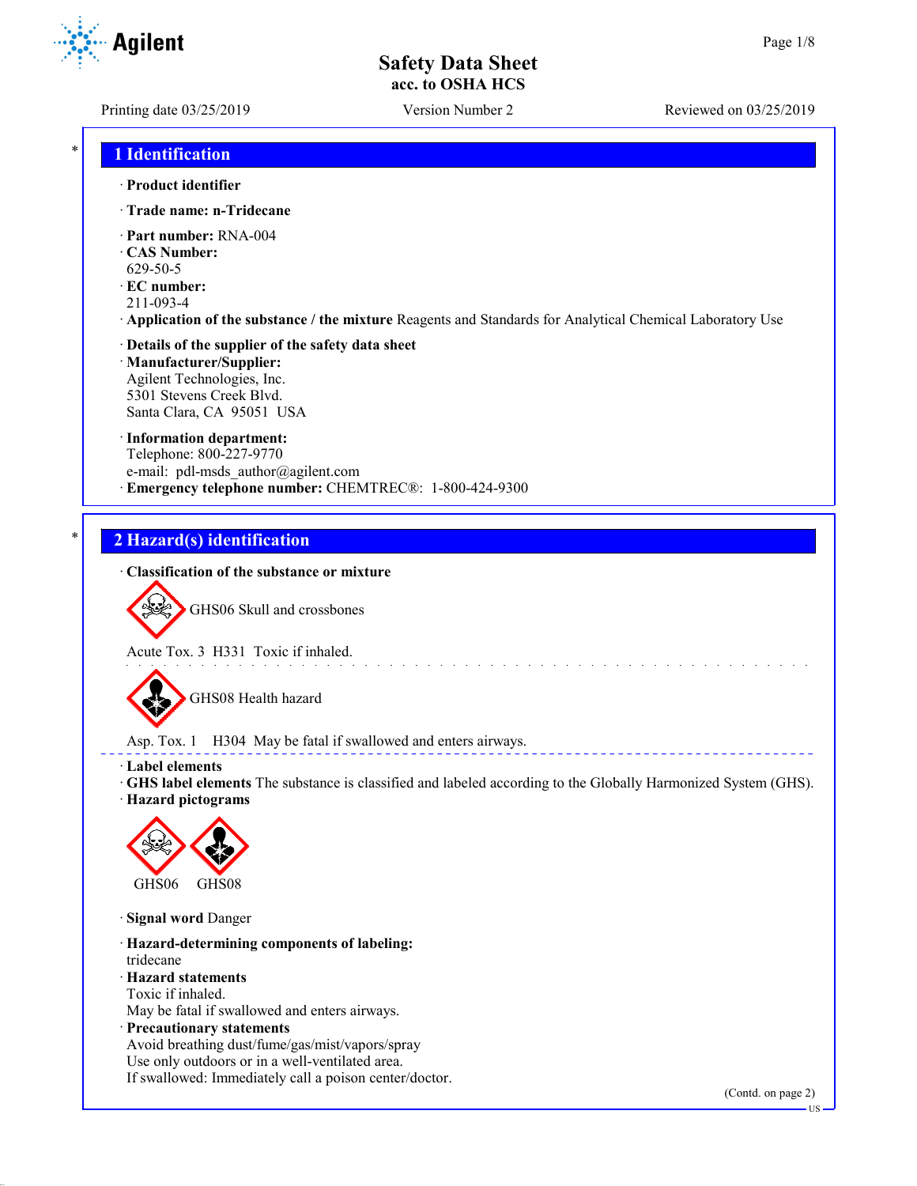# Safety Data Sheet
**acc. to OSHA HCS**

Printing date 03/25/2019 Version Number 2 Reviewed on 03/25/2019

## 1 Identification

· **Product identifier**

· **Trade name: n-Tridecane**

· **Part number:** RNA-004
· **CAS Number:**
629-50-5
· **EC number:**
211-093-4
· **Application of the substance / the mixture** Reagents and Standards for Analytical Chemical Laboratory Use

· **Details of the supplier of the safety data sheet**
· **Manufacturer/Supplier:**
Agilent Technologies, Inc.
5301 Stevens Creek Blvd.
Santa Clara, CA 95051 USA

· **Information department:**
Telephone: 800-227-9770
e-mail: pdl-msds_author@agilent.com
· **Emergency telephone number:** CHEMTREC®: 1-800-424-9300

## 2 Hazard(s) identification

· **Classification of the substance or mixture**

GHS06 Skull and crossbones

Acute Tox. 3 H331 Toxic if inhaled.

GHS08 Health hazard

Asp. Tox. 1 H304 May be fatal if swallowed and enters airways.

· **Label elements**
· **GHS label elements** The substance is classified and labeled according to the Globally Harmonized System (GHS).
· **Hazard pictograms**

GHS06 GHS08

· **Signal word** Danger

· **Hazard-determining components of labeling:**
tridecane
· **Hazard statements**
Toxic if inhaled.
May be fatal if swallowed and enters airways.
· **Precautionary statements**
Avoid breathing dust/fume/gas/mist/vapors/spray
Use only outdoors or in a well-ventilated area.
If swallowed: Immediately call a poison center/doctor.

(Contd. on page 2)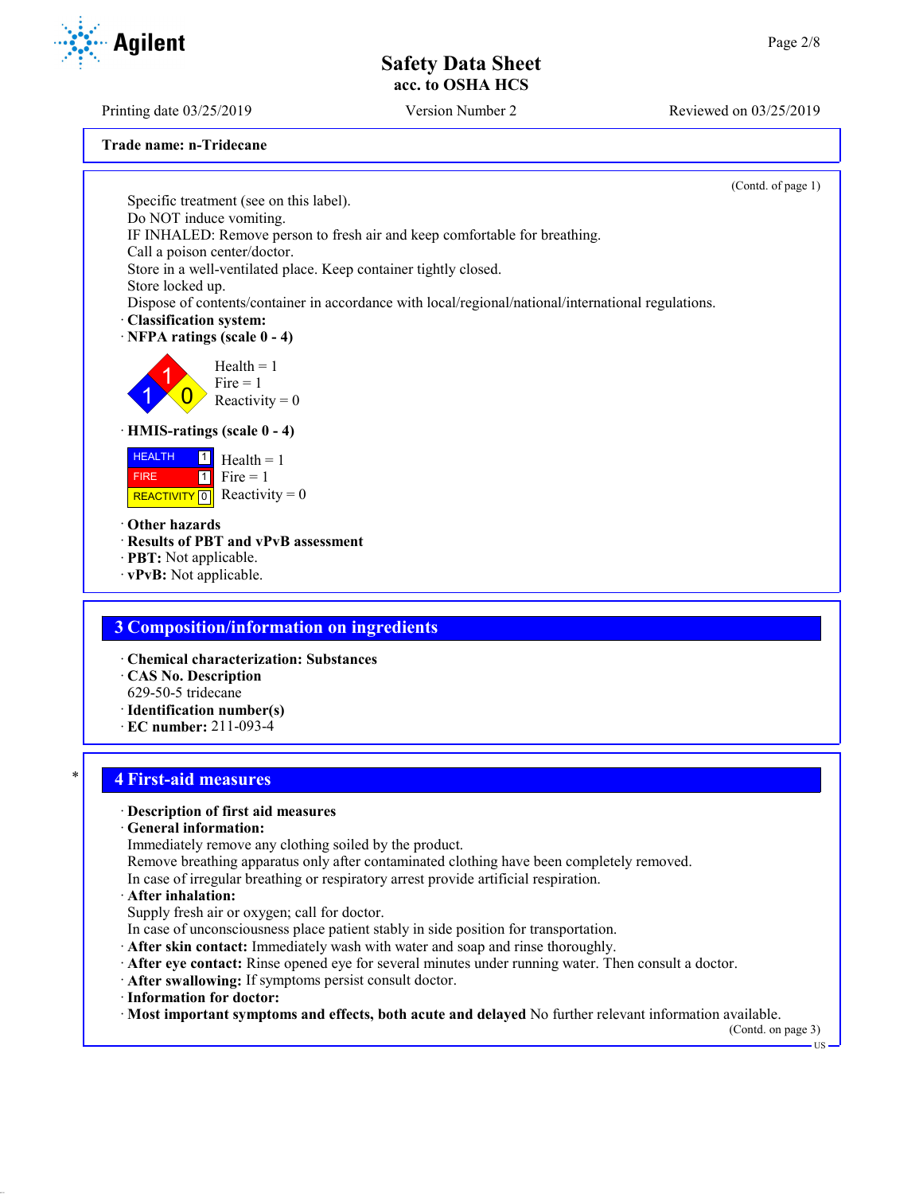**Trade name: n-Tridecane**

(Contd. of page 1)

Specific treatment (see on this label).
Do NOT induce vomiting.
IF INHALED: Remove person to fresh air and keep comfortable for breathing.
Call a poison center/doctor.
Store in a well-ventilated place. Keep container tightly closed.
Store locked up.
Dispose of contents/container in accordance with local/regional/national/international regulations.

· **Classification system:**

· **NFPA ratings (scale 0 - 4)**

Health = 1
Fire = 1
Reactivity = 0

· **HMIS-ratings (scale 0 - 4)**

| | | |
|---|---|---|
| HEALTH | 1 | Health = 1 |
| FIRE | 1 | Fire = 1 |
| REACTIVITY | 0 | Reactivity = 0 |

· **Other hazards**
· **Results of PBT and vPvB assessment**
· **PBT:** Not applicable.
· **vPvB:** Not applicable.

## 3 Composition/information on ingredients

· **Chemical characterization: Substances**
· **CAS No. Description**
629-50-5 tridecane
· **Identification number(s)**
· **EC number:** 211-093-4

## 4 First-aid measures

· **Description of first aid measures**
· **General information:**
Immediately remove any clothing soiled by the product.
Remove breathing apparatus only after contaminated clothing have been completely removed.
In case of irregular breathing or respiratory arrest provide artificial respiration.
· **After inhalation:**
Supply fresh air or oxygen; call for doctor.
In case of unconsciousness place patient stably in side position for transportation.
· **After skin contact:** Immediately wash with water and soap and rinse thoroughly.
· **After eye contact:** Rinse opened eye for several minutes under running water. Then consult a doctor.
· **After swallowing:** If symptoms persist consult doctor.
· **Information for doctor:**
· **Most important symptoms and effects, both acute and delayed** No further relevant information available.

(Contd. on page 3)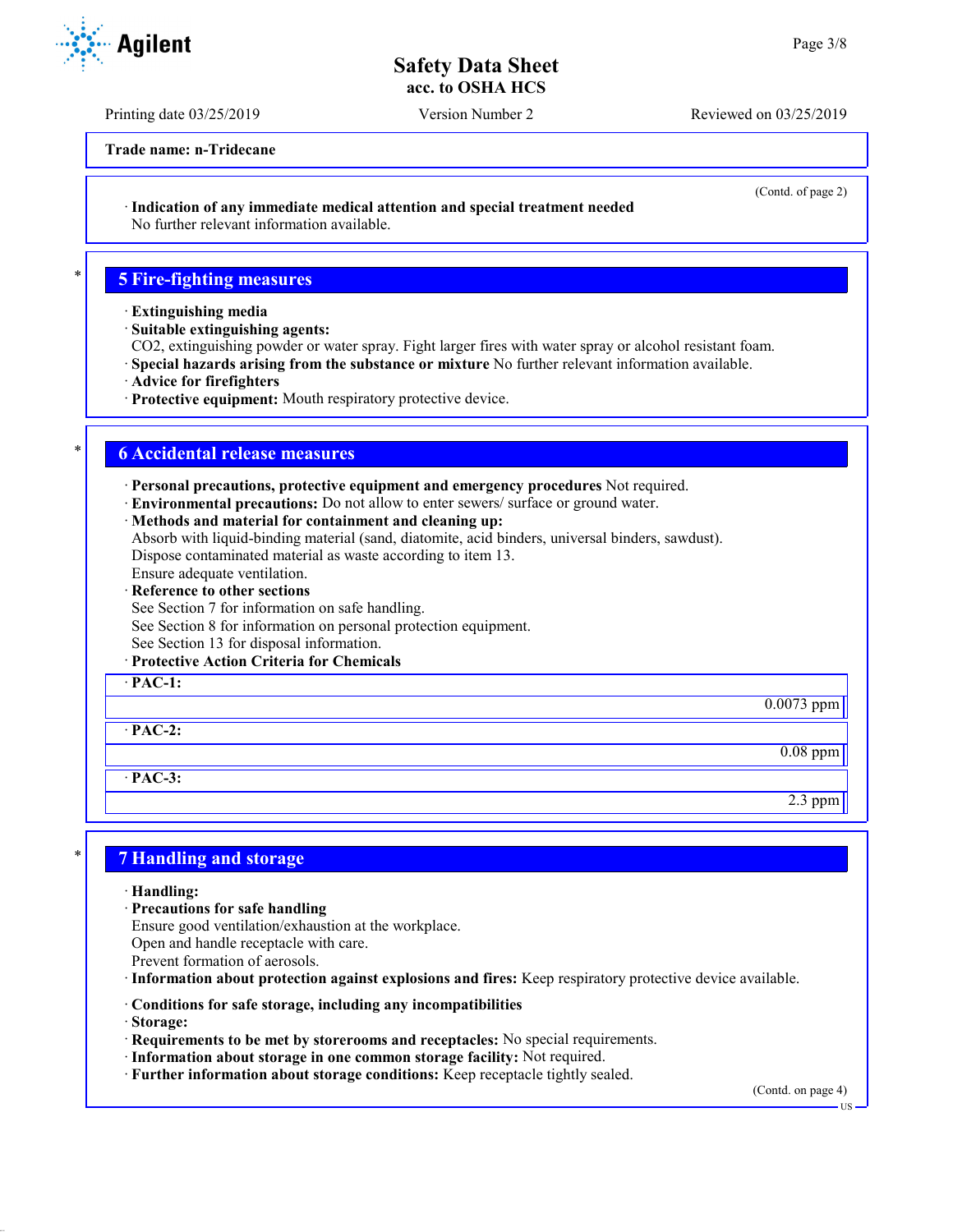**Trade name: n-Tridecane**

(Contd. of page 2)

· **Indication of any immediate medical attention and special treatment needed**
No further relevant information available.

## 5 Fire-fighting measures

· **Extinguishing media**
· **Suitable extinguishing agents:**
CO2, extinguishing powder or water spray. Fight larger fires with water spray or alcohol resistant foam.
· **Special hazards arising from the substance or mixture** No further relevant information available.
· **Advice for firefighters**
· **Protective equipment:** Mouth respiratory protective device.

## 6 Accidental release measures

· **Personal precautions, protective equipment and emergency procedures** Not required.
· **Environmental precautions:** Do not allow to enter sewers/ surface or ground water.
· **Methods and material for containment and cleaning up:**
Absorb with liquid-binding material (sand, diatomite, acid binders, universal binders, sawdust).
Dispose contaminated material as waste according to item 13.
Ensure adequate ventilation.
· **Reference to other sections**
See Section 7 for information on safe handling.
See Section 8 for information on personal protection equipment.
See Section 13 for disposal information.
· **Protective Action Criteria for Chemicals**

| · **PAC-1:** | |
|---|---|
| | 0.0073 ppm |
| · **PAC-2:** | |
| | 0.08 ppm |
| · **PAC-3:** | |
| | 2.3 ppm |

## 7 Handling and storage

· **Handling:**
· **Precautions for safe handling**
Ensure good ventilation/exhaustion at the workplace.
Open and handle receptacle with care.
Prevent formation of aerosols.
· **Information about protection against explosions and fires:** Keep respiratory protective device available.

· **Conditions for safe storage, including any incompatibilities**
· **Storage:**
· **Requirements to be met by storerooms and receptacles:** No special requirements.
· **Information about storage in one common storage facility:** Not required.
· **Further information about storage conditions:** Keep receptacle tightly sealed.

(Contd. on page 4)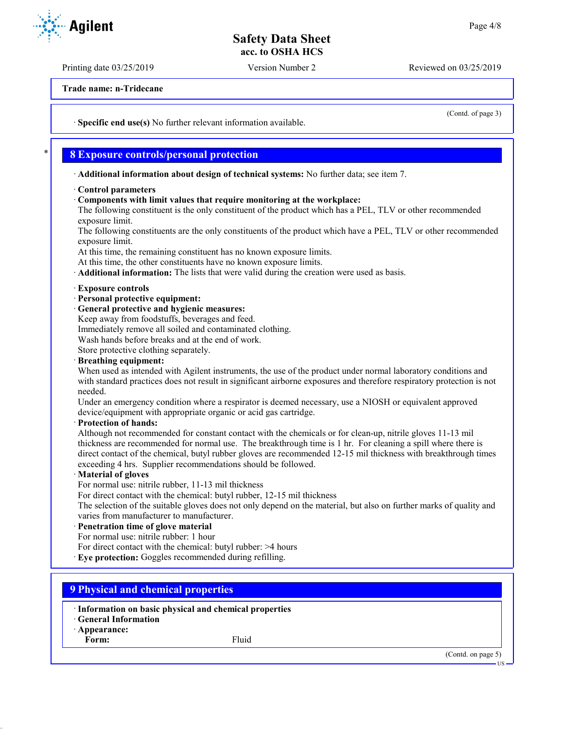**Trade name: n-Tridecane**

(Contd. of page 3)

· **Specific end use(s)** No further relevant information available.

## 8 Exposure controls/personal protection

· **Additional information about design of technical systems:** No further data; see item 7.

· **Control parameters**
· **Components with limit values that require monitoring at the workplace:**
The following constituent is the only constituent of the product which has a PEL, TLV or other recommended exposure limit.
The following constituents are the only constituents of the product which have a PEL, TLV or other recommended exposure limit.
At this time, the remaining constituent has no known exposure limits.
At this time, the other constituents have no known exposure limits.
· **Additional information:** The lists that were valid during the creation were used as basis.

· **Exposure controls**
· **Personal protective equipment:**
· **General protective and hygienic measures:**
Keep away from foodstuffs, beverages and feed.
Immediately remove all soiled and contaminated clothing.
Wash hands before breaks and at the end of work.
Store protective clothing separately.
· **Breathing equipment:**
When used as intended with Agilent instruments, the use of the product under normal laboratory conditions and with standard practices does not result in significant airborne exposures and therefore respiratory protection is not needed.
Under an emergency condition where a respirator is deemed necessary, use a NIOSH or equivalent approved device/equipment with appropriate organic or acid gas cartridge.
· **Protection of hands:**
Although not recommended for constant contact with the chemicals or for clean-up, nitrile gloves 11-13 mil thickness are recommended for normal use. The breakthrough time is 1 hr. For cleaning a spill where there is direct contact of the chemical, butyl rubber gloves are recommended 12-15 mil thickness with breakthrough times exceeding 4 hrs. Supplier recommendations should be followed.
· **Material of gloves**
For normal use: nitrile rubber, 11-13 mil thickness
For direct contact with the chemical: butyl rubber, 12-15 mil thickness
The selection of the suitable gloves does not only depend on the material, but also on further marks of quality and varies from manufacturer to manufacturer.
· **Penetration time of glove material**
For normal use: nitrile rubber: 1 hour
For direct contact with the chemical: butyl rubber: >4 hours
· **Eye protection:** Goggles recommended during refilling.

## 9 Physical and chemical properties

· **Information on basic physical and chemical properties**
· **General Information**
· **Appearance:**

| | |
|---|---|
| **Form:** | Fluid |

(Contd. on page 5)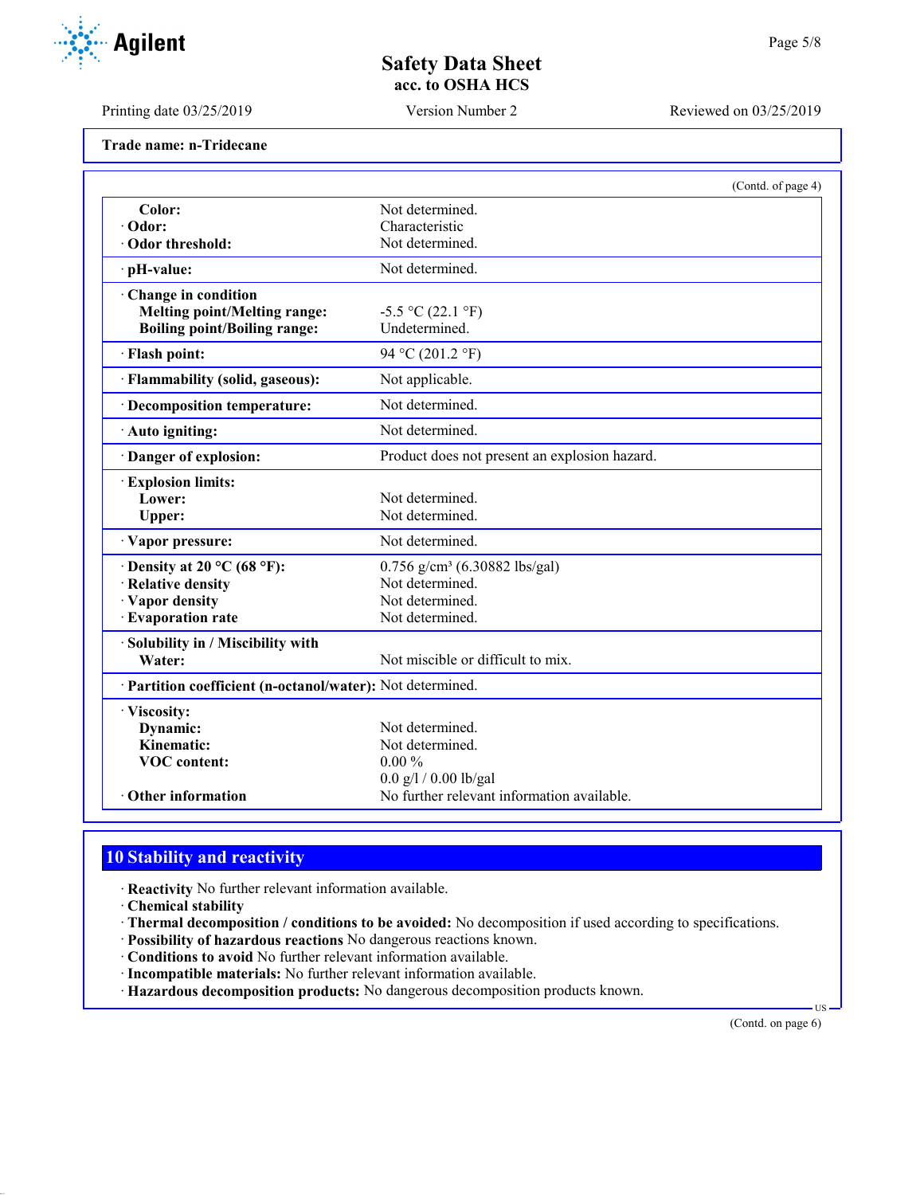Trade name: n-Tridecane

(Contd. of page 4)

| | |
|---|---|
| **Color:** | Not determined. |
| · **Odor:** | Characteristic |
| · **Odor threshold:** | Not determined. |
| · **pH-value:** | Not determined. |
| · **Change in condition** | |
| **Melting point/Melting range:** | -5.5 °C (22.1 °F) |
| **Boiling point/Boiling range:** | Undetermined. |
| · **Flash point:** | 94 °C (201.2 °F) |
| · **Flammability (solid, gaseous):** | Not applicable. |
| · **Decomposition temperature:** | Not determined. |
| · **Auto igniting:** | Not determined. |
| · **Danger of explosion:** | Product does not present an explosion hazard. |
| · **Explosion limits:** | |
| **Lower:** | Not determined. |
| **Upper:** | Not determined. |
| · **Vapor pressure:** | Not determined. |
| · **Density at 20 °C (68 °F):** | 0.756 g/cm³ (6.30882 lbs/gal) |
| · **Relative density** | Not determined. |
| · **Vapor density** | Not determined. |
| · **Evaporation rate** | Not determined. |
| · **Solubility in / Miscibility with** | |
| **Water:** | Not miscible or difficult to mix. |
| · **Partition coefficient (n-octanol/water):** | Not determined. |
| · **Viscosity:** | |
| **Dynamic:** | Not determined. |
| **Kinematic:** | Not determined. |
| **VOC content:** | 0.00 % |
| | 0.0 g/l / 0.00 lb/gal |
| · **Other information** | No further relevant information available. |

## 10 Stability and reactivity

· **Reactivity** No further relevant information available.
· **Chemical stability**
· **Thermal decomposition / conditions to be avoided:** No decomposition if used according to specifications.
· **Possibility of hazardous reactions** No dangerous reactions known.
· **Conditions to avoid** No further relevant information available.
· **Incompatible materials:** No further relevant information available.
· **Hazardous decomposition products:** No dangerous decomposition products known.

(Contd. on page 6)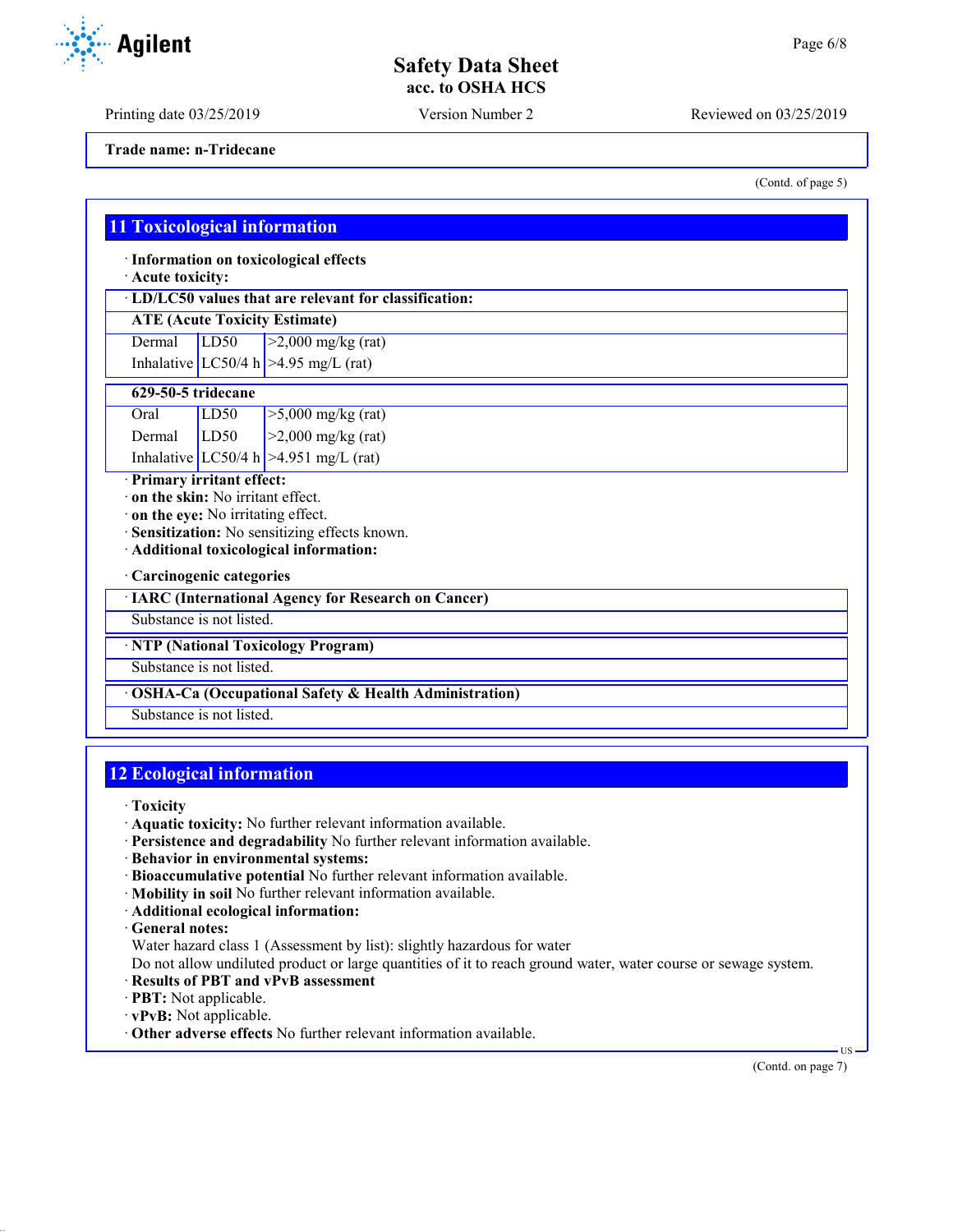Trade name: n-Tridecane

(Contd. of page 5)

## 11 Toxicological information

· **Information on toxicological effects**
· **Acute toxicity:**

| · **LD/LC50 values that are relevant for classification:** | | |
|---|---|---|
| **ATE (Acute Toxicity Estimate)** | | |
| Dermal | LD50 | >2,000 mg/kg (rat) |
| Inhalative | LC50/4 h | >4.95 mg/L (rat) |

| **629-50-5 tridecane** | | |
|---|---|---|
| Oral | LD50 | >5,000 mg/kg (rat) |
| Dermal | LD50 | >2,000 mg/kg (rat) |
| Inhalative | LC50/4 h | >4.951 mg/L (rat) |

· **Primary irritant effect:**
· **on the skin:** No irritant effect.
· **on the eye:** No irritating effect.
· **Sensitization:** No sensitizing effects known.
· **Additional toxicological information:**

· **Carcinogenic categories**

| · **IARC (International Agency for Research on Cancer)** |
|---|
| Substance is not listed. |

| · **NTP (National Toxicology Program)** |
|---|
| Substance is not listed. |

| · **OSHA-Ca (Occupational Safety & Health Administration)** |
|---|
| Substance is not listed. |

## 12 Ecological information

· **Toxicity**
· **Aquatic toxicity:** No further relevant information available.
· **Persistence and degradability** No further relevant information available.
· **Behavior in environmental systems:**
· **Bioaccumulative potential** No further relevant information available.
· **Mobility in soil** No further relevant information available.
· **Additional ecological information:**
· **General notes:**
Water hazard class 1 (Assessment by list): slightly hazardous for water
Do not allow undiluted product or large quantities of it to reach ground water, water course or sewage system.
· **Results of PBT and vPvB assessment**
· **PBT:** Not applicable.
· **vPvB:** Not applicable.
· **Other adverse effects** No further relevant information available.

(Contd. on page 7)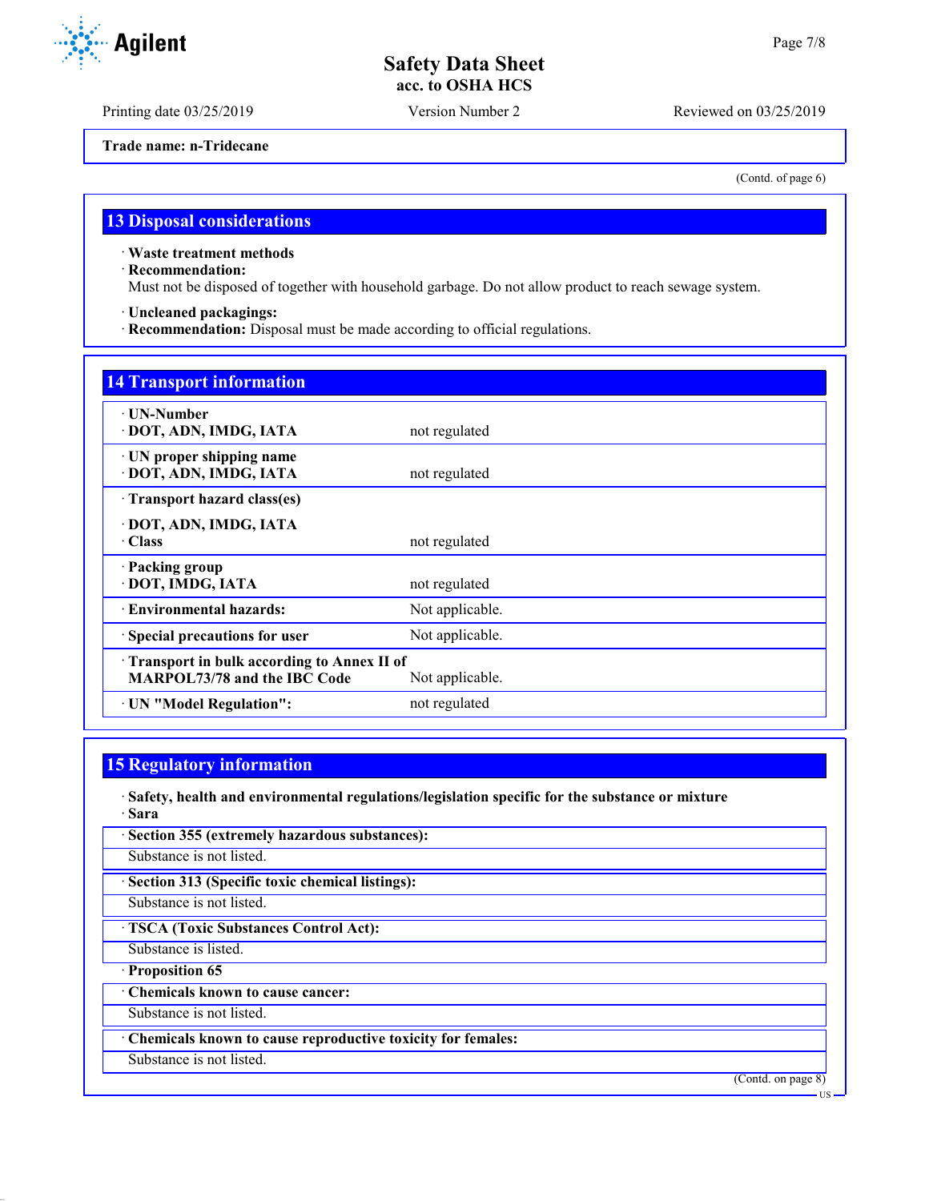Trade name: n-Tridecane

(Contd. of page 6)

## 13 Disposal considerations

· **Waste treatment methods**
· **Recommendation:**
Must not be disposed of together with household garbage. Do not allow product to reach sewage system.

· **Uncleaned packagings:**
· **Recommendation:** Disposal must be made according to official regulations.

## 14 Transport information

| | |
|---|---|
| · **UN-Number**<br>· **DOT, ADN, IMDG, IATA** | not regulated |
| · **UN proper shipping name**<br>· **DOT, ADN, IMDG, IATA** | not regulated |
| · **Transport hazard class(es)**<br>· **DOT, ADN, IMDG, IATA**<br>· **Class** | not regulated |
| · **Packing group**<br>· **DOT, IMDG, IATA** | not regulated |
| · **Environmental hazards:** | Not applicable. |
| · **Special precautions for user** | Not applicable. |
| · **Transport in bulk according to Annex II of MARPOL73/78 and the IBC Code** | Not applicable. |
| · **UN "Model Regulation":** | not regulated |

## 15 Regulatory information

· **Safety, health and environmental regulations/legislation specific for the substance or mixture**
· **Sara**

· **Section 355 (extremely hazardous substances):**
Substance is not listed.

· **Section 313 (Specific toxic chemical listings):**
Substance is not listed.

· **TSCA (Toxic Substances Control Act):**
Substance is listed.

· **Proposition 65**

· **Chemicals known to cause cancer:**
Substance is not listed.

· **Chemicals known to cause reproductive toxicity for females:**
Substance is not listed.

(Contd. on page 8)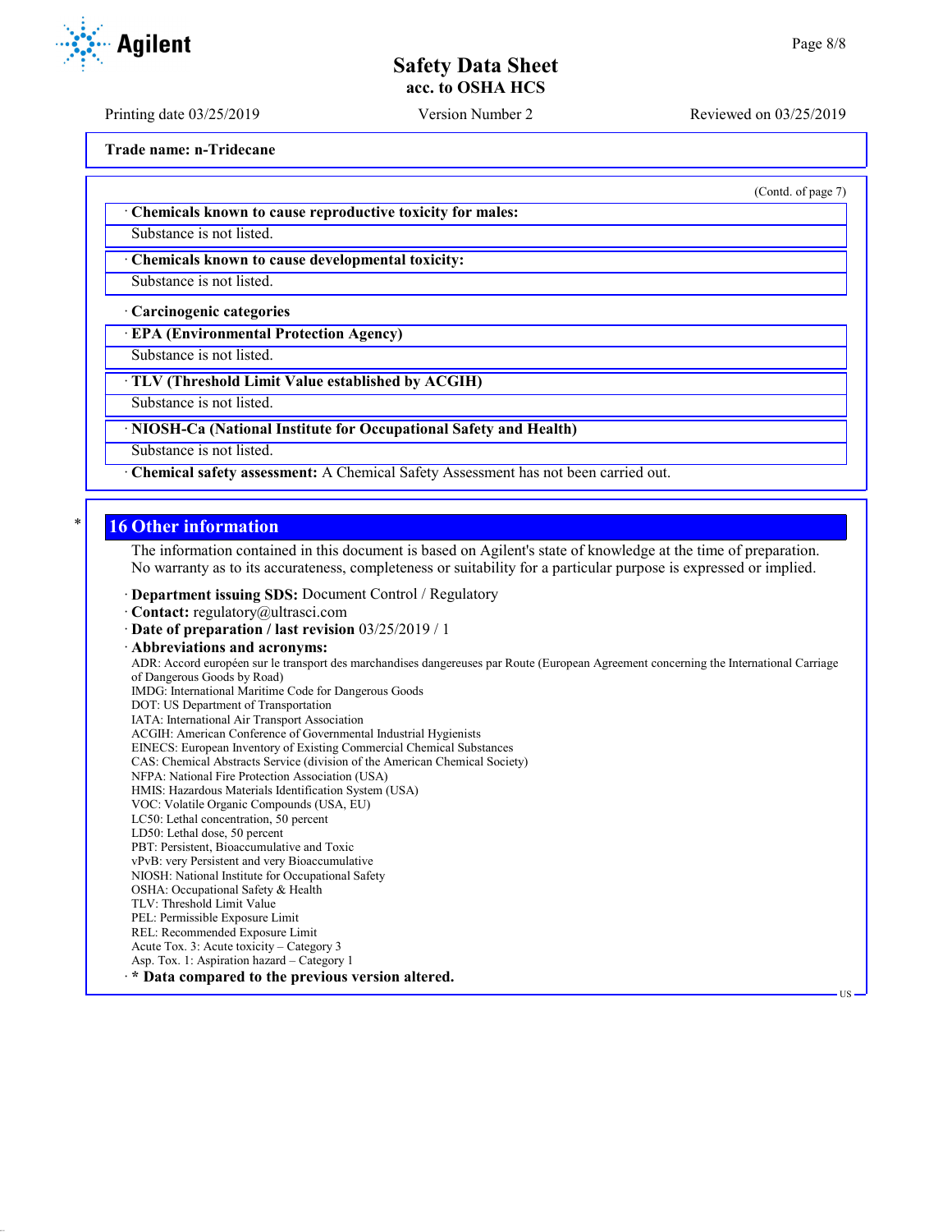Trade name: n-Tridecane

(Contd. of page 7)

· **Chemicals known to cause reproductive toxicity for males:**

Substance is not listed.

· **Chemicals known to cause developmental toxicity:**

Substance is not listed.

· **Carcinogenic categories**

· **EPA (Environmental Protection Agency)**

Substance is not listed.

· **TLV (Threshold Limit Value established by ACGIH)**

Substance is not listed.

· **NIOSH-Ca (National Institute for Occupational Safety and Health)**

Substance is not listed.

· **Chemical safety assessment:** A Chemical Safety Assessment has not been carried out.

## * 16 Other information

The information contained in this document is based on Agilent's state of knowledge at the time of preparation. No warranty as to its accurateness, completeness or suitability for a particular purpose is expressed or implied.

· **Department issuing SDS:** Document Control / Regulatory
· **Contact:** regulatory@ultrasci.com
· **Date of preparation / last revision** 03/25/2019 / 1
· **Abbreviations and acronyms:**
ADR: Accord européen sur le transport des marchandises dangereuses par Route (European Agreement concerning the International Carriage of Dangerous Goods by Road)
IMDG: International Maritime Code for Dangerous Goods
DOT: US Department of Transportation
IATA: International Air Transport Association
ACGIH: American Conference of Governmental Industrial Hygienists
EINECS: European Inventory of Existing Commercial Chemical Substances
CAS: Chemical Abstracts Service (division of the American Chemical Society)
NFPA: National Fire Protection Association (USA)
HMIS: Hazardous Materials Identification System (USA)
VOC: Volatile Organic Compounds (USA, EU)
LC50: Lethal concentration, 50 percent
LD50: Lethal dose, 50 percent
PBT: Persistent, Bioaccumulative and Toxic
vPvB: very Persistent and very Bioaccumulative
NIOSH: National Institute for Occupational Safety
OSHA: Occupational Safety & Health
TLV: Threshold Limit Value
PEL: Permissible Exposure Limit
REL: Recommended Exposure Limit
Acute Tox. 3: Acute toxicity – Category 3
Asp. Tox. 1: Aspiration hazard – Category 1
· **\* Data compared to the previous version altered.**

US